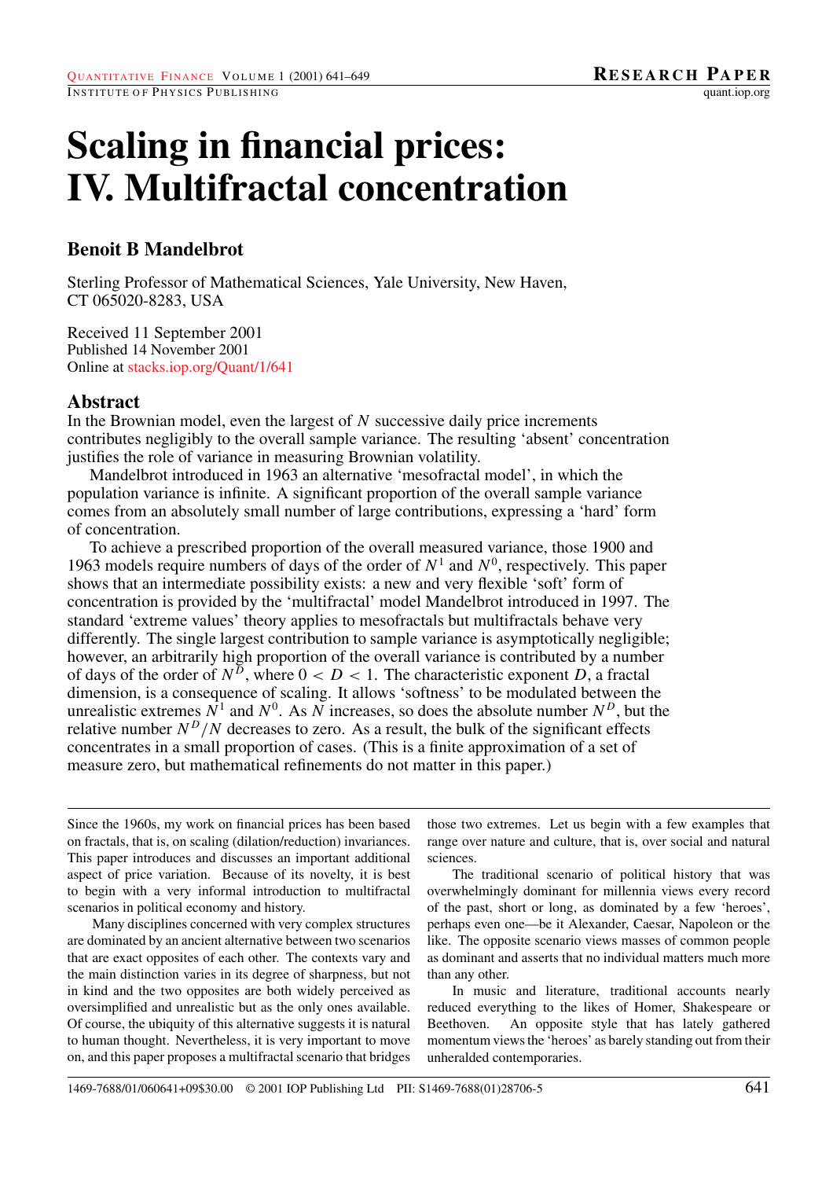# Scaling in financial prices: IV. Multifractal concentration

**Benoit B Mandelbrot**

Sterling Professor of Mathematical Sciences, Yale University, New Haven, CT 065020-8283, USA

Received 11 September 2001
Published 14 November 2001
Online at stacks.iop.org/Quant/1/641

## Abstract

In the Brownian model, even the largest of $N$ successive daily price increments contributes negligibly to the overall sample variance. The resulting 'absent' concentration justifies the role of variance in measuring Brownian volatility.

Mandelbrot introduced in 1963 an alternative 'mesofractal model', in which the population variance is infinite. A significant proportion of the overall sample variance comes from an absolutely small number of large contributions, expressing a 'hard' form of concentration.

To achieve a prescribed proportion of the overall measured variance, those 1900 and 1963 models require numbers of days of the order of $N^1$ and $N^0$, respectively. This paper shows that an intermediate possibility exists: a new and very flexible 'soft' form of concentration is provided by the 'multifractal' model Mandelbrot introduced in 1997. The standard 'extreme values' theory applies to mesofractals but multifractals behave very differently. The single largest contribution to sample variance is asymptotically negligible; however, an arbitrarily high proportion of the overall variance is contributed by a number of days of the order of $N^D$, where $0 < D < 1$. The characteristic exponent $D$, a fractal dimension, is a consequence of scaling. It allows 'softness' to be modulated between the unrealistic extremes $N^1$ and $N^0$. As $N$ increases, so does the absolute number $N^D$, but the relative number $N^D/N$ decreases to zero. As a result, the bulk of the significant effects concentrates in a small proportion of cases. (This is a finite approximation of a set of measure zero, but mathematical refinements do not matter in this paper.)

---

Since the 1960s, my work on financial prices has been based on fractals, that is, on scaling (dilation/reduction) invariances. This paper introduces and discusses an important additional aspect of price variation. Because of its novelty, it is best to begin with a very informal introduction to multifractal scenarios in political economy and history.

Many disciplines concerned with very complex structures are dominated by an ancient alternative between two scenarios that are exact opposites of each other. The contexts vary and the main distinction varies in its degree of sharpness, but not in kind and the two opposites are both widely perceived as oversimplified and unrealistic but as the only ones available. Of course, the ubiquity of this alternative suggests it is natural to human thought. Nevertheless, it is very important to move on, and this paper proposes a multifractal scenario that bridges those two extremes. Let us begin with a few examples that range over nature and culture, that is, over social and natural sciences.

The traditional scenario of political history that was overwhelmingly dominant for millennia views every record of the past, short or long, as dominated by a few 'heroes', perhaps even one—be it Alexander, Caesar, Napoleon or the like. The opposite scenario views masses of common people as dominant and asserts that no individual matters much more than any other.

In music and literature, traditional accounts nearly reduced everything to the likes of Homer, Shakespeare or Beethoven. An opposite style that has lately gathered momentum views the 'heroes' as barely standing out from their unheralded contemporaries.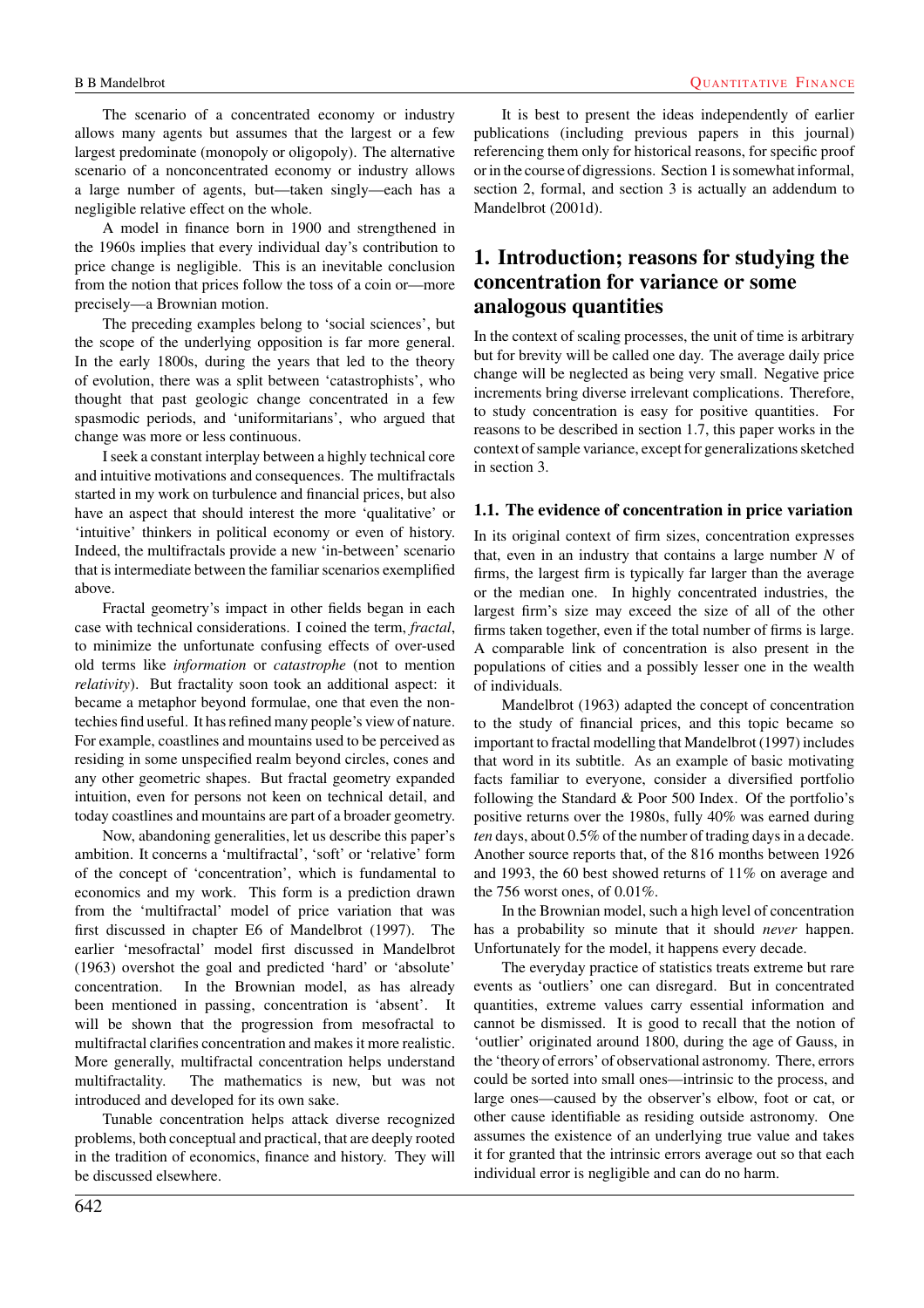The scenario of a concentrated economy or industry allows many agents but assumes that the largest or a few largest predominate (monopoly or oligopoly). The alternative scenario of a nonconcentrated economy or industry allows a large number of agents, but—taken singly—each has a negligible relative effect on the whole.

A model in finance born in 1900 and strengthened in the 1960s implies that every individual day's contribution to price change is negligible. This is an inevitable conclusion from the notion that prices follow the toss of a coin or—more precisely—a Brownian motion.

The preceding examples belong to 'social sciences', but the scope of the underlying opposition is far more general. In the early 1800s, during the years that led to the theory of evolution, there was a split between 'catastrophists', who thought that past geologic change concentrated in a few spasmodic periods, and 'uniformitarians', who argued that change was more or less continuous.

I seek a constant interplay between a highly technical core and intuitive motivations and consequences. The multifractals started in my work on turbulence and financial prices, but also have an aspect that should interest the more 'qualitative' or 'intuitive' thinkers in political economy or even of history. Indeed, the multifractals provide a new 'in-between' scenario that is intermediate between the familiar scenarios exemplified above.

Fractal geometry's impact in other fields began in each case with technical considerations. I coined the term, *fractal*, to minimize the unfortunate confusing effects of over-used old terms like *information* or *catastrophe* (not to mention *relativity*). But fractality soon took an additional aspect: it became a metaphor beyond formulae, one that even the non-techies find useful. It has refined many people's view of nature. For example, coastlines and mountains used to be perceived as residing in some unspecified realm beyond circles, cones and any other geometric shapes. But fractal geometry expanded intuition, even for persons not keen on technical detail, and today coastlines and mountains are part of a broader geometry.

Now, abandoning generalities, let us describe this paper's ambition. It concerns a 'multifractal', 'soft' or 'relative' form of the concept of 'concentration', which is fundamental to economics and my work. This form is a prediction drawn from the 'multifractal' model of price variation that was first discussed in chapter E6 of Mandelbrot (1997). The earlier 'mesofractal' model first discussed in Mandelbrot (1963) overshot the goal and predicted 'hard' or 'absolute' concentration. In the Brownian model, as has already been mentioned in passing, concentration is 'absent'. It will be shown that the progression from mesofractal to multifractal clarifies concentration and makes it more realistic. More generally, multifractal concentration helps understand multifractality. The mathematics is new, but was not introduced and developed for its own sake.

Tunable concentration helps attack diverse recognized problems, both conceptual and practical, that are deeply rooted in the tradition of economics, finance and history. They will be discussed elsewhere.

It is best to present the ideas independently of earlier publications (including previous papers in this journal) referencing them only for historical reasons, for specific proof or in the course of digressions. Section 1 is somewhat informal, section 2, formal, and section 3 is actually an addendum to Mandelbrot (2001d).

## 1. Introduction; reasons for studying the concentration for variance or some analogous quantities

In the context of scaling processes, the unit of time is arbitrary but for brevity will be called one day. The average daily price change will be neglected as being very small. Negative price increments bring diverse irrelevant complications. Therefore, to study concentration is easy for positive quantities. For reasons to be described in section 1.7, this paper works in the context of sample variance, except for generalizations sketched in section 3.

### 1.1. The evidence of concentration in price variation

In its original context of firm sizes, concentration expresses that, even in an industry that contains a large number $N$ of firms, the largest firm is typically far larger than the average or the median one. In highly concentrated industries, the largest firm's size may exceed the size of all of the other firms taken together, even if the total number of firms is large. A comparable link of concentration is also present in the populations of cities and a possibly lesser one in the wealth of individuals.

Mandelbrot (1963) adapted the concept of concentration to the study of financial prices, and this topic became so important to fractal modelling that Mandelbrot (1997) includes that word in its subtitle. As an example of basic motivating facts familiar to everyone, consider a diversified portfolio following the Standard & Poor 500 Index. Of the portfolio's positive returns over the 1980s, fully 40% was earned during *ten* days, about 0.5% of the number of trading days in a decade. Another source reports that, of the 816 months between 1926 and 1993, the 60 best showed returns of 11% on average and the 756 worst ones, of 0.01%.

In the Brownian model, such a high level of concentration has a probability so minute that it should *never* happen. Unfortunately for the model, it happens every decade.

The everyday practice of statistics treats extreme but rare events as 'outliers' one can disregard. But in concentrated quantities, extreme values carry essential information and cannot be dismissed. It is good to recall that the notion of 'outlier' originated around 1800, during the age of Gauss, in the 'theory of errors' of observational astronomy. There, errors could be sorted into small ones—intrinsic to the process, and large ones—caused by the observer's elbow, foot or cat, or other cause identifiable as residing outside astronomy. One assumes the existence of an underlying true value and takes it for granted that the intrinsic errors average out so that each individual error is negligible and can do no harm.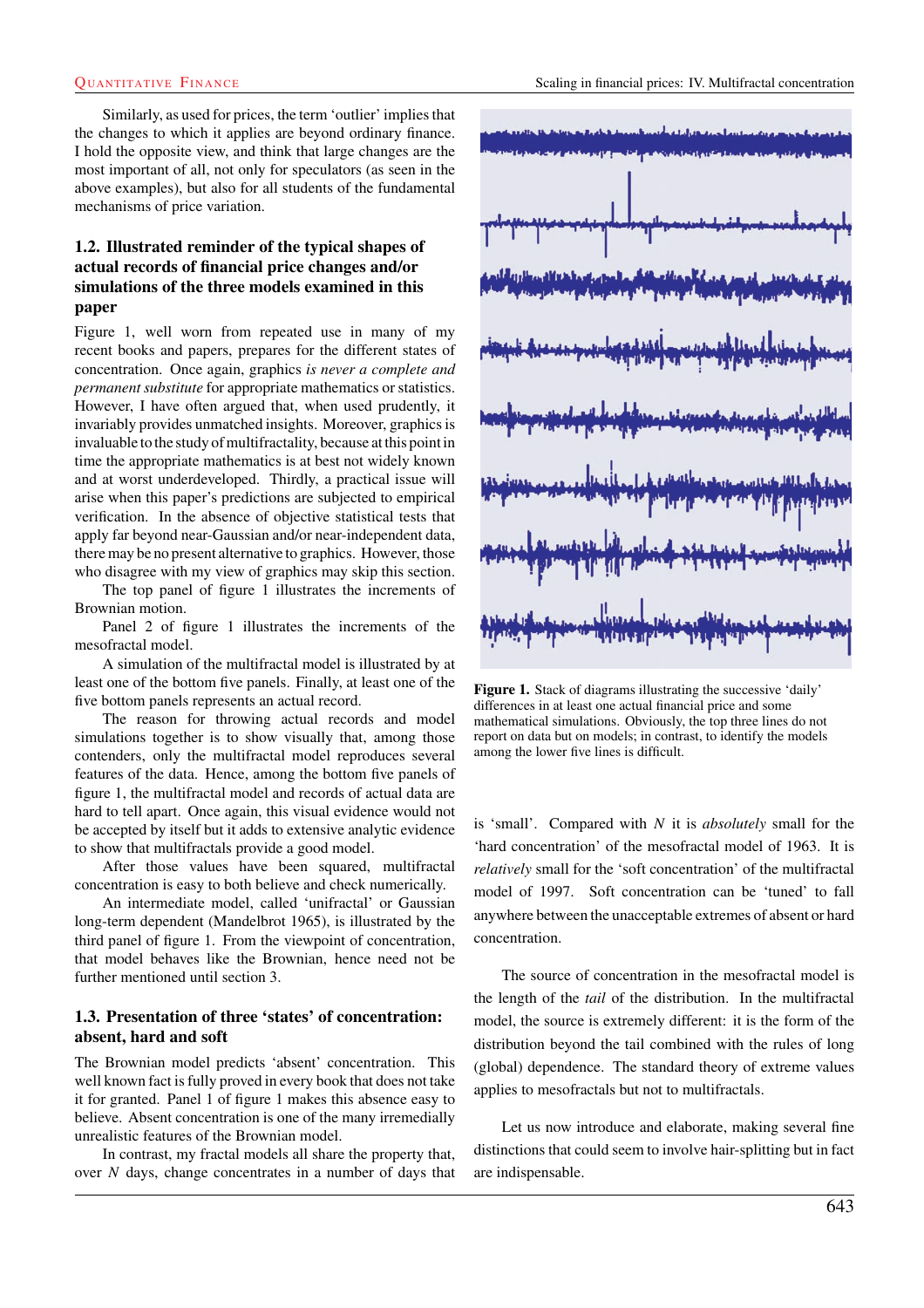Similarly, as used for prices, the term 'outlier' implies that the changes to which it applies are beyond ordinary finance. I hold the opposite view, and think that large changes are the most important of all, not only for speculators (as seen in the above examples), but also for all students of the fundamental mechanisms of price variation.

### 1.2. Illustrated reminder of the typical shapes of actual records of financial price changes and/or simulations of the three models examined in this paper

Figure 1, well worn from repeated use in many of my recent books and papers, prepares for the different states of concentration. Once again, graphics *is never a complete and permanent substitute* for appropriate mathematics or statistics. However, I have often argued that, when used prudently, it invariably provides unmatched insights. Moreover, graphics is invaluable to the study of multifractality, because at this point in time the appropriate mathematics is at best not widely known and at worst underdeveloped. Thirdly, a practical issue will arise when this paper's predictions are subjected to empirical verification. In the absence of objective statistical tests that apply far beyond near-Gaussian and/or near-independent data, there may be no present alternative to graphics. However, those who disagree with my view of graphics may skip this section.

The top panel of figure 1 illustrates the increments of Brownian motion.

Panel 2 of figure 1 illustrates the increments of the mesofractal model.

A simulation of the multifractal model is illustrated by at least one of the bottom five panels. Finally, at least one of the five bottom panels represents an actual record.

The reason for throwing actual records and model simulations together is to show visually that, among those contenders, only the multifractal model reproduces several features of the data. Hence, among the bottom five panels of figure 1, the multifractal model and records of actual data are hard to tell apart. Once again, this visual evidence would not be accepted by itself but it adds to extensive analytic evidence to show that multifractals provide a good model.

After those values have been squared, multifractal concentration is easy to both believe and check numerically.

An intermediate model, called 'unifractal' or Gaussian long-term dependent (Mandelbrot 1965), is illustrated by the third panel of figure 1. From the viewpoint of concentration, that model behaves like the Brownian, hence need not be further mentioned until section 3.

**Figure 1.** Stack of diagrams illustrating the successive 'daily' differences in at least one actual financial price and some mathematical simulations. Obviously, the top three lines do not report on data but on models; in contrast, to identify the models among the lower five lines is difficult.

### 1.3. Presentation of three 'states' of concentration: absent, hard and soft

The Brownian model predicts 'absent' concentration. This well known fact is fully proved in every book that does not take it for granted. Panel 1 of figure 1 makes this absence easy to believe. Absent concentration is one of the many irremedially unrealistic features of the Brownian model.

In contrast, my fractal models all share the property that, over $N$ days, change concentrates in a number of days that is 'small'. Compared with $N$ it is *absolutely* small for the 'hard concentration' of the mesofractal model of 1963. It is *relatively* small for the 'soft concentration' of the multifractal model of 1997. Soft concentration can be 'tuned' to fall anywhere between the unacceptable extremes of absent or hard concentration.

The source of concentration in the mesofractal model is the length of the *tail* of the distribution. In the multifractal model, the source is extremely different: it is the form of the distribution beyond the tail combined with the rules of long (global) dependence. The standard theory of extreme values applies to mesofractals but not to multifractals.

Let us now introduce and elaborate, making several fine distinctions that could seem to involve hair-splitting but in fact are indispensable.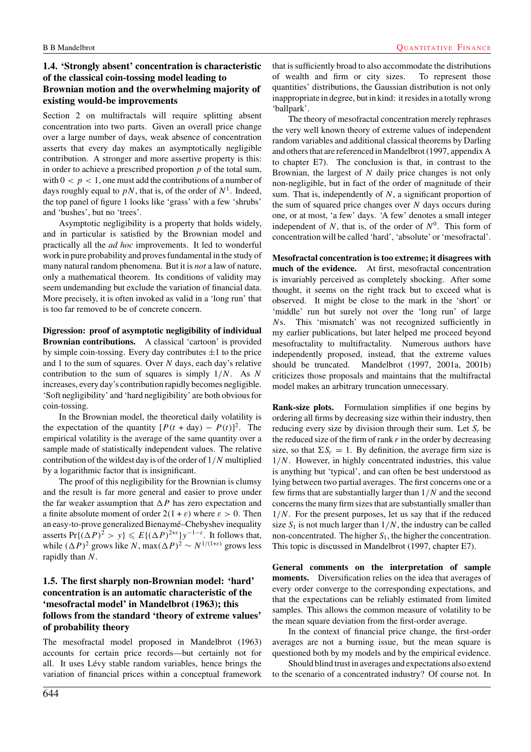### 1.4. 'Strongly absent' concentration is characteristic of the classical coin-tossing model leading to Brownian motion and the overwhelming majority of existing would-be improvements

Section 2 on multifractals will require splitting absent concentration into two parts. Given an overall price change over a large number of days, weak absence of concentration asserts that every day makes an asymptotically negligible contribution. A stronger and more assertive property is this: in order to achieve a prescribed proportion $p$ of the total sum, with $0 < p < 1$, one must add the contributions of a number of days roughly equal to $pN$, that is, of the order of $N^1$. Indeed, the top panel of figure 1 looks like 'grass' with a few 'shrubs' and 'bushes', but no 'trees'.

Asymptotic negligibility is a property that holds widely, and in particular is satisfied by the Brownian model and practically all the *ad hoc* improvements. It led to wonderful work in pure probability and proves fundamental in the study of many natural random phenomena. But it is *not* a law of nature, only a mathematical theorem. Its conditions of validity may seem undemanding but exclude the variation of financial data. More precisely, it is often invoked as valid in a 'long run' that is too far removed to be of concrete concern.

**Digression: proof of asymptotic negligibility of individual Brownian contributions.** A classical 'cartoon' is provided by simple coin-tossing. Every day contributes $\pm 1$ to the price and 1 to the sum of squares. Over $N$ days, each day's relative contribution to the sum of squares is simply $1/N$. As $N$ increases, every day's contribution rapidly becomes negligible. 'Soft negligibility' and 'hard negligibility' are both obvious for coin-tossing.

In the Brownian model, the theoretical daily volatility is the expectation of the quantity $[P(t + \text{day}) - P(t)]^2$. The empirical volatility is the average of the same quantity over a sample made of statistically independent values. The relative contribution of the wildest day is of the order of $1/N$ multiplied by a logarithmic factor that is insignificant.

The proof of this negligibility for the Brownian is clumsy and the result is far more general and easier to prove under the far weaker assumption that $\Delta P$ has zero expectation and a finite absolute moment of order $2(1 + \varepsilon)$ where $\varepsilon > 0$. Then an easy-to-prove generalized Bienaymé–Chebyshev inequality asserts $\Pr\{(\Delta P)^2 > y\} \leqslant E\{(\Delta P)^{2+\varepsilon}\}y^{-1-\varepsilon}$. It follows that, while $(\Delta P)^2$ grows like $N$, $\max(\Delta P)^2 \sim N^{1/(1+\varepsilon)}$ grows less rapidly than $N$.

### 1.5. The first sharply non-Brownian model: 'hard' concentration is an automatic characteristic of the 'mesofractal model' in Mandelbrot (1963); this follows from the standard 'theory of extreme values' of probability theory

The mesofractal model proposed in Mandelbrot (1963) accounts for certain price records—but certainly not for all. It uses Lévy stable random variables, hence brings the variation of financial prices within a conceptual framework that is sufficiently broad to also accommodate the distributions of wealth and firm or city sizes. To represent those quantities' distributions, the Gaussian distribution is not only inappropriate in degree, but in kind: it resides in a totally wrong 'ballpark'.

The theory of mesofractal concentration merely rephrases the very well known theory of extreme values of independent random variables and additional classical theorems by Darling and others that are referenced in Mandelbrot (1997, appendix A to chapter E7). The conclusion is that, in contrast to the Brownian, the largest of $N$ daily price changes is not only non-negligible, but in fact of the order of magnitude of their sum. That is, independently of $N$, a significant proportion of the sum of squared price changes over $N$ days occurs during one, or at most, 'a few' days. 'A few' denotes a small integer independent of $N$, that is, of the order of $N^0$. This form of concentration will be called 'hard', 'absolute' or 'mesofractal'.

**Mesofractal concentration is too extreme; it disagrees with much of the evidence.** At first, mesofractal concentration is invariably perceived as completely shocking. After some thought, it seems on the right track but to exceed what is observed. It might be close to the mark in the 'short' or 'middle' run but surely not over the 'long run' of large $N$s. This 'mismatch' was not recognized sufficiently in my earlier publications, but later helped me proceed beyond mesofractality to multifractality. Numerous authors have independently proposed, instead, that the extreme values should be truncated. Mandelbrot (1997, 2001a, 2001b) criticizes those proposals and maintains that the multifractal model makes an arbitrary truncation unnecessary.

**Rank-size plots.** Formulation simplifies if one begins by ordering all firms by decreasing size within their industry, then reducing every size by division through their sum. Let $S_r$ be the reduced size of the firm of rank $r$ in the order by decreasing size, so that $\Sigma S_r = 1$. By definition, the average firm size is $1/N$. However, in highly concentrated industries, this value is anything but 'typical', and can often be best understood as lying between two partial averages. The first concerns one or a few firms that are substantially larger than $1/N$ and the second concerns the many firm sizes that are substantially smaller than $1/N$. For the present purposes, let us say that if the reduced size $S_1$ is not much larger than $1/N$, the industry can be called non-concentrated. The higher $S_1$, the higher the concentration. This topic is discussed in Mandelbrot (1997, chapter E7).

**General comments on the interpretation of sample moments.** Diversification relies on the idea that averages of every order converge to the corresponding expectations, and that the expectations can be reliably estimated from limited samples. This allows the common measure of volatility to be the mean square deviation from the first-order average.

In the context of financial price change, the first-order averages are not a burning issue, but the mean square is questioned both by my models and by the empirical evidence.

Should blind trust in averages and expectations also extend to the scenario of a concentrated industry? Of course not. In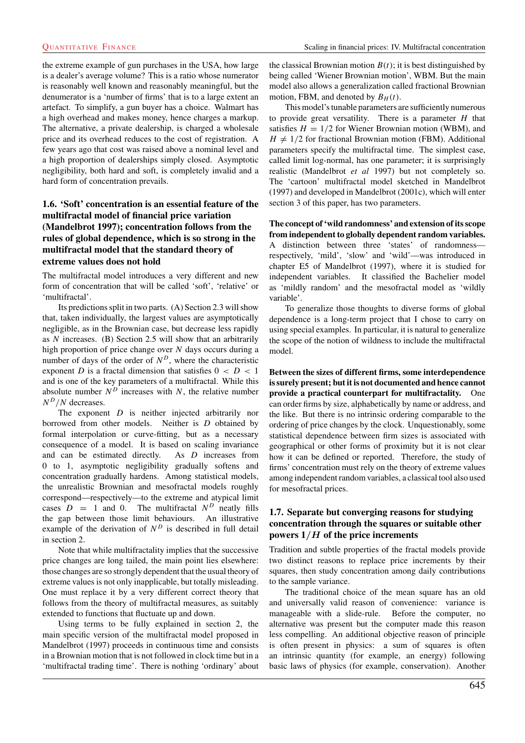the extreme example of gun purchases in the USA, how large is a dealer's average volume? This is a ratio whose numerator is reasonably well known and reasonably meaningful, but the denumerator is a 'number of firms' that is to a large extent an artefact. To simplify, a gun buyer has a choice. Walmart has a high overhead and makes money, hence charges a markup. The alternative, a private dealership, is charged a wholesale price and its overhead reduces to the cost of registration. A few years ago that cost was raised above a nominal level and a high proportion of dealerships simply closed. Asymptotic negligibility, both hard and soft, is completely invalid and a hard form of concentration prevails.

### 1.6. 'Soft' concentration is an essential feature of the multifractal model of financial price variation (Mandelbrot 1997); concentration follows from the rules of global dependence, which is so strong in the multifractal model that the standard theory of extreme values does not hold

The multifractal model introduces a very different and new form of concentration that will be called 'soft', 'relative' or 'multifractal'.

Its predictions split in two parts. (A) Section 2.3 will show that, taken individually, the largest values are asymptotically negligible, as in the Brownian case, but decrease less rapidly as $N$ increases. (B) Section 2.5 will show that an arbitrarily high proportion of price change over $N$ days occurs during a number of days of the order of $N^D$, where the characteristic exponent $D$ is a fractal dimension that satisfies $0 < D < 1$ and is one of the key parameters of a multifractal. While this absolute number $N^D$ increases with $N$, the relative number $N^D/N$ decreases.

The exponent $D$ is neither injected arbitrarily nor borrowed from other models. Neither is $D$ obtained by formal interpolation or curve-fitting, but as a necessary consequence of a model. It is based on scaling invariance and can be estimated directly. As $D$ increases from 0 to 1, asymptotic negligibility gradually softens and concentration gradually hardens. Among statistical models, the unrealistic Brownian and mesofractal models roughly correspond—respectively—to the extreme and atypical limit cases $D = 1$ and 0. The multifractal $N^D$ neatly fills the gap between those limit behaviours. An illustrative example of the derivation of $N^D$ is described in full detail in section 2.

Note that while multifractality implies that the successive price changes are long tailed, the main point lies elsewhere: those changes are so strongly dependent that the usual theory of extreme values is not only inapplicable, but totally misleading. One must replace it by a very different correct theory that follows from the theory of multifractal measures, as suitably extended to functions that fluctuate up and down.

Using terms to be fully explained in section 2, the main specific version of the multifractal model proposed in Mandelbrot (1997) proceeds in continuous time and consists in a Brownian motion that is not followed in clock time but in a 'multifractal trading time'. There is nothing 'ordinary' about the classical Brownian motion $B(t)$; it is best distinguished by being called 'Wiener Brownian motion', WBM. But the main model also allows a generalization called fractional Brownian motion, FBM, and denoted by $B_H(t)$.

This model's tunable parameters are sufficiently numerous to provide great versatility. There is a parameter $H$ that satisfies $H = 1/2$ for Wiener Brownian motion (WBM), and $H \neq 1/2$ for fractional Brownian motion (FBM). Additional parameters specify the multifractal time. The simplest case, called limit log-normal, has one parameter; it is surprisingly realistic (Mandelbrot *et al* 1997) but not completely so. The 'cartoon' multifractal model sketched in Mandelbrot (1997) and developed in Mandelbrot (2001c), which will enter section 3 of this paper, has two parameters.

**The concept of 'wild randomness' and extension of its scope from independent to globally dependent random variables.** A distinction between three 'states' of randomness—respectively, 'mild', 'slow' and 'wild'—was introduced in chapter E5 of Mandelbrot (1997), where it is studied for independent variables. It classified the Bachelier model as 'mildly random' and the mesofractal model as 'wildly variable'.

To generalize those thoughts to diverse forms of global dependence is a long-term project that I chose to carry on using special examples. In particular, it is natural to generalize the scope of the notion of wildness to include the multifractal model.

**Between the sizes of different firms, some interdependence is surely present; but it is not documented and hence cannot provide a practical counterpart for multifractality.** One can order firms by size, alphabetically by name or address, and the like. But there is no intrinsic ordering comparable to the ordering of price changes by the clock. Unquestionably, some statistical dependence between firm sizes is associated with geographical or other forms of proximity but it is not clear how it can be defined or reported. Therefore, the study of firms' concentration must rely on the theory of extreme values among independent random variables, a classical tool also used for mesofractal prices.

### 1.7. Separate but converging reasons for studying concentration through the squares or suitable other powers $1/H$ of the price increments

Tradition and subtle properties of the fractal models provide two distinct reasons to replace price increments by their squares, then study concentration among daily contributions to the sample variance.

The traditional choice of the mean square has an old and universally valid reason of convenience: variance is manageable with a slide-rule. Before the computer, no alternative was present but the computer made this reason less compelling. An additional objective reason of principle is often present in physics: a sum of squares is often an intrinsic quantity (for example, an energy) following basic laws of physics (for example, conservation). Another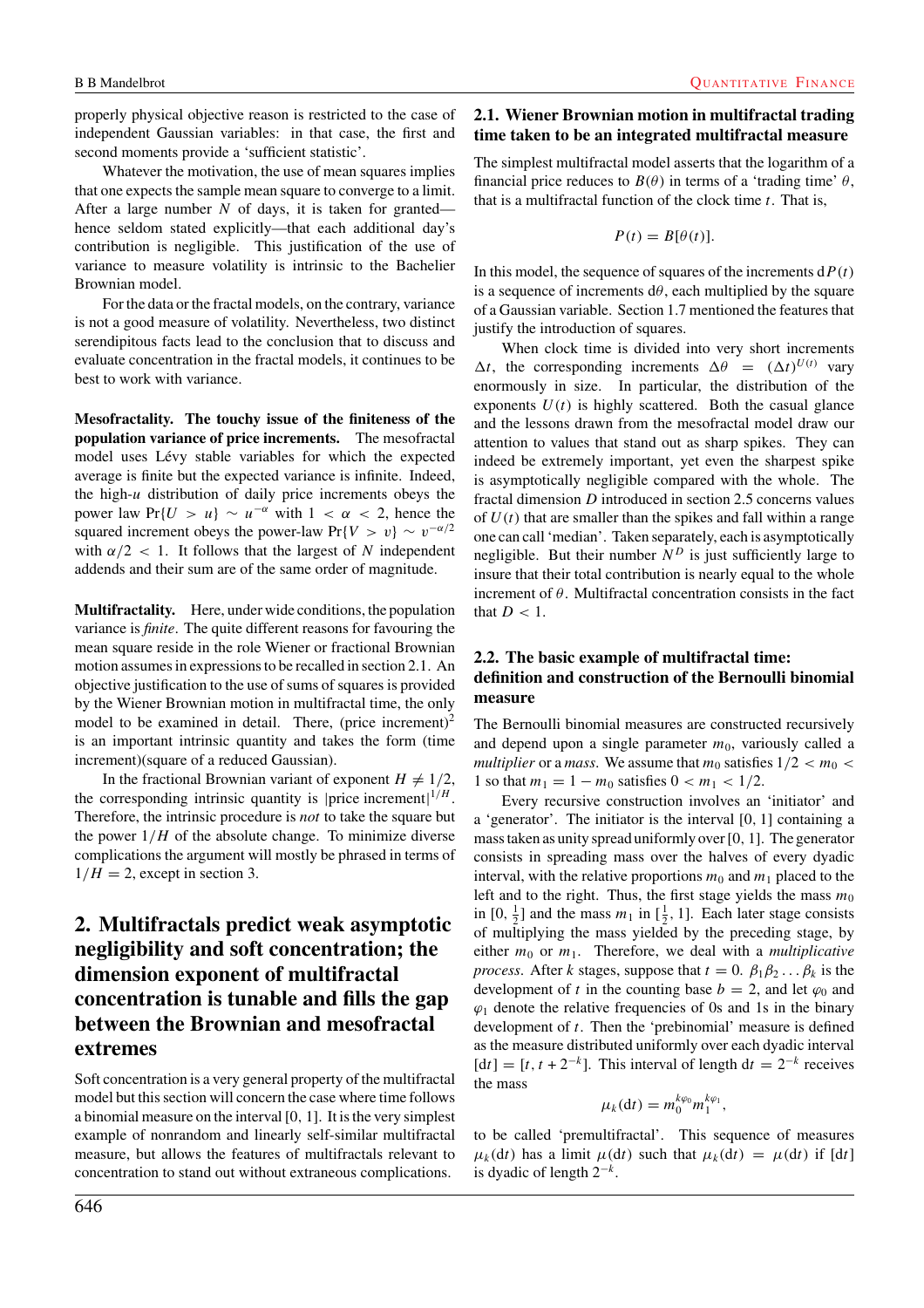properly physical objective reason is restricted to the case of independent Gaussian variables: in that case, the first and second moments provide a 'sufficient statistic'.

Whatever the motivation, the use of mean squares implies that one expects the sample mean square to converge to a limit. After a large number $N$ of days, it is taken for granted—hence seldom stated explicitly—that each additional day's contribution is negligible. This justification of the use of variance to measure volatility is intrinsic to the Bachelier Brownian model.

For the data or the fractal models, on the contrary, variance is not a good measure of volatility. Nevertheless, two distinct serendipitous facts lead to the conclusion that to discuss and evaluate concentration in the fractal models, it continues to be best to work with variance.

**Mesofractality. The touchy issue of the finiteness of the population variance of price increments.** The mesofractal model uses Lévy stable variables for which the expected average is finite but the expected variance is infinite. Indeed, the high-$u$ distribution of daily price increments obeys the power law $\Pr\{U > u\} \sim u^{-\alpha}$ with $1 < \alpha < 2$, hence the squared increment obeys the power-law $\Pr\{V > v\} \sim v^{-\alpha/2}$ with $\alpha/2 < 1$. It follows that the largest of $N$ independent addends and their sum are of the same order of magnitude.

**Multifractality.** Here, under wide conditions, the population variance is *finite*. The quite different reasons for favouring the mean square reside in the role Wiener or fractional Brownian motion assumes in expressions to be recalled in section 2.1. An objective justification to the use of sums of squares is provided by the Wiener Brownian motion in multifractal time, the only model to be examined in detail. There, $(\text{price increment})^2$ is an important intrinsic quantity and takes the form (time increment)(square of a reduced Gaussian).

In the fractional Brownian variant of exponent $H \neq 1/2$, the corresponding intrinsic quantity is $|\text{price increment}|^{1/H}$. Therefore, the intrinsic procedure is *not* to take the square but the power $1/H$ of the absolute change. To minimize diverse complications the argument will mostly be phrased in terms of $1/H = 2$, except in section 3.

# 2. Multifractals predict weak asymptotic negligibility and soft concentration; the dimension exponent of multifractal concentration is tunable and fills the gap between the Brownian and mesofractal extremes

Soft concentration is a very general property of the multifractal model but this section will concern the case where time follows a binomial measure on the interval [0, 1]. It is the very simplest example of nonrandom and linearly self-similar multifractal measure, but allows the features of multifractals relevant to concentration to stand out without extraneous complications.

## 2.1. Wiener Brownian motion in multifractal trading time taken to be an integrated multifractal measure

The simplest multifractal model asserts that the logarithm of a financial price reduces to $B(\theta)$ in terms of a 'trading time' $\theta$, that is a multifractal function of the clock time $t$. That is,

$$P(t) = B[\theta(t)].$$

In this model, the sequence of squares of the increments $\mathrm{d}P(t)$ is a sequence of increments $\mathrm{d}\theta$, each multiplied by the square of a Gaussian variable. Section 1.7 mentioned the features that justify the introduction of squares.

When clock time is divided into very short increments $\Delta t$, the corresponding increments $\Delta\theta = (\Delta t)^{U(t)}$ vary enormously in size. In particular, the distribution of the exponents $U(t)$ is highly scattered. Both the casual glance and the lessons drawn from the mesofractal model draw our attention to values that stand out as sharp spikes. They can indeed be extremely important, yet even the sharpest spike is asymptotically negligible compared with the whole. The fractal dimension $D$ introduced in section 2.5 concerns values of $U(t)$ that are smaller than the spikes and fall within a range one can call 'median'. Taken separately, each is asymptotically negligible. But their number $N^D$ is just sufficiently large to insure that their total contribution is nearly equal to the whole increment of $\theta$. Multifractal concentration consists in the fact that $D < 1$.

## 2.2. The basic example of multifractal time: definition and construction of the Bernoulli binomial measure

The Bernoulli binomial measures are constructed recursively and depend upon a single parameter $m_0$, variously called a *multiplier* or a *mass*. We assume that $m_0$ satisfies $1/2 < m_0 < 1$ so that $m_1 = 1 - m_0$ satisfies $0 < m_1 < 1/2$.

Every recursive construction involves an 'initiator' and a 'generator'. The initiator is the interval [0, 1] containing a mass taken as unity spread uniformly over [0, 1]. The generator consists in spreading mass over the halves of every dyadic interval, with the relative proportions $m_0$ and $m_1$ placed to the left and to the right. Thus, the first stage yields the mass $m_0$ in $[0, \frac{1}{2}]$ and the mass $m_1$ in $[\frac{1}{2}, 1]$. Each later stage consists of multiplying the mass yielded by the preceding stage, by either $m_0$ or $m_1$. Therefore, we deal with a *multiplicative process*. After $k$ stages, suppose that $t = 0.\ \beta_1\beta_2 \ldots \beta_k$ is the development of $t$ in the counting base $b = 2$, and let $\varphi_0$ and $\varphi_1$ denote the relative frequencies of 0s and 1s in the binary development of $t$. Then the 'prebinomial' measure is defined as the measure distributed uniformly over each dyadic interval $[\mathrm{d}t] = [t, t + 2^{-k}]$. This interval of length $\mathrm{d}t = 2^{-k}$ receives the mass

$$\mu_k(\mathrm{d}t) = m_0^{k\varphi_0} m_1^{k\varphi_1},$$

to be called 'premultifractal'. This sequence of measures $\mu_k(\mathrm{d}t)$ has a limit $\mu(\mathrm{d}t)$ such that $\mu_k(\mathrm{d}t) = \mu(\mathrm{d}t)$ if $[\mathrm{d}t]$ is dyadic of length $2^{-k}$.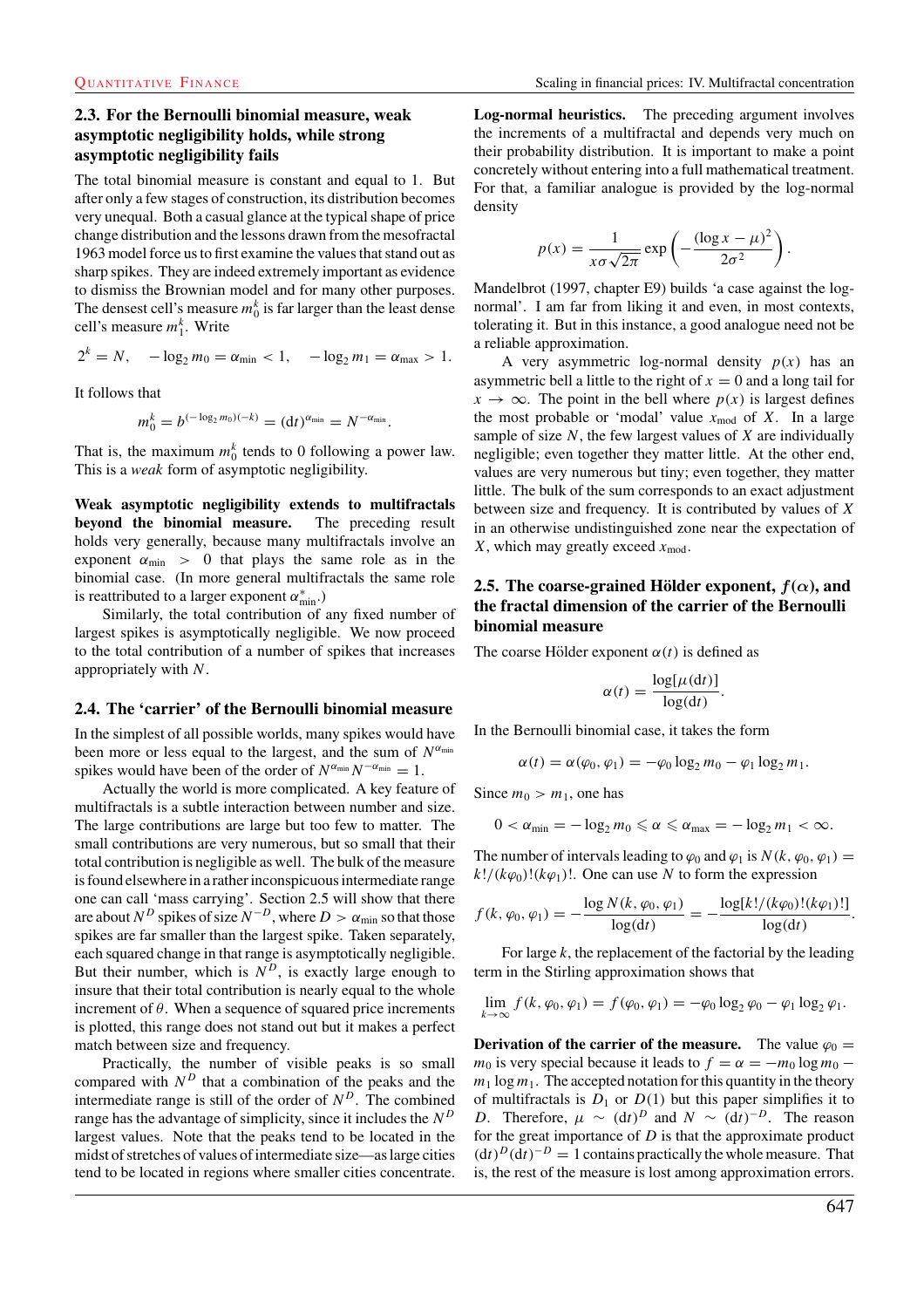### 2.3. For the Bernoulli binomial measure, weak asymptotic negligibility holds, while strong asymptotic negligibility fails

The total binomial measure is constant and equal to 1. But after only a few stages of construction, its distribution becomes very unequal. Both a casual glance at the typical shape of price change distribution and the lessons drawn from the mesofractal 1963 model force us to first examine the values that stand out as sharp spikes. They are indeed extremely important as evidence to dismiss the Brownian model and for many other purposes. The densest cell's measure $m_0^k$ is far larger than the least dense cell's measure $m_1^k$. Write

$$2^k = N, \quad -\log_2 m_0 = \alpha_{\min} < 1, \quad -\log_2 m_1 = \alpha_{\max} > 1.$$

It follows that

$$m_0^k = b^{(-\log_2 m_0)(-k)} = (\mathrm{d}t)^{\alpha_{\min}} = N^{-\alpha_{\min}}.$$

That is, the maximum $m_0^k$ tends to 0 following a power law. This is a *weak* form of asymptotic negligibility.

**Weak asymptotic negligibility extends to multifractals beyond the binomial measure.** The preceding result holds very generally, because many multifractals involve an exponent $\alpha_{\min} > 0$ that plays the same role as in the binomial case. (In more general multifractals the same role is reattributed to a larger exponent $\alpha^*_{\min}$.)

Similarly, the total contribution of any fixed number of largest spikes is asymptotically negligible. We now proceed to the total contribution of a number of spikes that increases appropriately with $N$.

### 2.4. The 'carrier' of the Bernoulli binomial measure

In the simplest of all possible worlds, many spikes would have been more or less equal to the largest, and the sum of $N^{\alpha_{\min}}$ spikes would have been of the order of $N^{\alpha_{\min}} N^{-\alpha_{\min}} = 1$.

Actually the world is more complicated. A key feature of multifractals is a subtle interaction between number and size. The large contributions are large but too few to matter. The small contributions are very numerous, but so small that their total contribution is negligible as well. The bulk of the measure is found elsewhere in a rather inconspicuous intermediate range one can call 'mass carrying'. Section 2.5 will show that there are about $N^D$ spikes of size $N^{-D}$, where $D > \alpha_{\min}$ so that those spikes are far smaller than the largest spike. Taken separately, each squared change in that range is asymptotically negligible. But their number, which is $N^D$, is exactly large enough to insure that their total contribution is nearly equal to the whole increment of $\theta$. When a sequence of squared price increments is plotted, this range does not stand out but it makes a perfect match between size and frequency.

Practically, the number of visible peaks is so small compared with $N^D$ that a combination of the peaks and the intermediate range is still of the order of $N^D$. The combined range has the advantage of simplicity, since it includes the $N^D$ largest values. Note that the peaks tend to be located in the midst of stretches of values of intermediate size—as large cities tend to be located in regions where smaller cities concentrate.

**Log-normal heuristics.** The preceding argument involves the increments of a multifractal and depends very much on their probability distribution. It is important to make a point concretely without entering into a full mathematical treatment. For that, a familiar analogue is provided by the log-normal density

$$p(x) = \frac{1}{x\sigma\sqrt{2\pi}} \exp\left(-\frac{(\log x - \mu)^2}{2\sigma^2}\right).$$

Mandelbrot (1997, chapter E9) builds 'a case against the log-normal'. I am far from liking it and even, in most contexts, tolerating it. But in this instance, a good analogue need not be a reliable approximation.

A very asymmetric log-normal density $p(x)$ has an asymmetric bell a little to the right of $x = 0$ and a long tail for $x \to \infty$. The point in the bell where $p(x)$ is largest defines the most probable or 'modal' value $x_{\text{mod}}$ of $X$. In a large sample of size $N$, the few largest values of $X$ are individually negligible; even together they matter little. At the other end, values are very numerous but tiny; even together, they matter little. The bulk of the sum corresponds to an exact adjustment between size and frequency. It is contributed by values of $X$ in an otherwise undistinguished zone near the expectation of $X$, which may greatly exceed $x_{\text{mod}}$.

### 2.5. The coarse-grained Hölder exponent, $f(\alpha)$, and the fractal dimension of the carrier of the Bernoulli binomial measure

The coarse Hölder exponent $\alpha(t)$ is defined as

$$\alpha(t) = \frac{\log[\mu(\mathrm{d}t)]}{\log(\mathrm{d}t)}.$$

In the Bernoulli binomial case, it takes the form

$$\alpha(t) = \alpha(\varphi_0, \varphi_1) = -\varphi_0 \log_2 m_0 - \varphi_1 \log_2 m_1.$$

Since $m_0 > m_1$, one has

$$0 < \alpha_{\min} = -\log_2 m_0 \leqslant \alpha \leqslant \alpha_{\max} = -\log_2 m_1 < \infty.$$

The number of intervals leading to $\varphi_0$ and $\varphi_1$ is $N(k, \varphi_0, \varphi_1) = k!/(k\varphi_0)!(k\varphi_1)!$. One can use $N$ to form the expression

$$f(k, \varphi_0, \varphi_1) = -\frac{\log N(k, \varphi_0, \varphi_1)}{\log(\mathrm{d}t)} = -\frac{\log[k!/(k\varphi_0)!(k\varphi_1)!]}{\log(\mathrm{d}t)}.$$

For large $k$, the replacement of the factorial by the leading term in the Stirling approximation shows that

$$\lim_{k\to\infty} f(k, \varphi_0, \varphi_1) = f(\varphi_0, \varphi_1) = -\varphi_0 \log_2 \varphi_0 - \varphi_1 \log_2 \varphi_1.$$

**Derivation of the carrier of the measure.** The value $\varphi_0 = m_0$ is very special because it leads to $f = \alpha = -m_0 \log m_0 - m_1 \log m_1$. The accepted notation for this quantity in the theory of multifractals is $D_1$ or $D(1)$ but this paper simplifies it to $D$. Therefore, $\mu \sim (\mathrm{d}t)^D$ and $N \sim (\mathrm{d}t)^{-D}$. The reason for the great importance of $D$ is that the approximate product $(\mathrm{d}t)^D(\mathrm{d}t)^{-D} = 1$ contains practically the whole measure. That is, the rest of the measure is lost among approximation errors.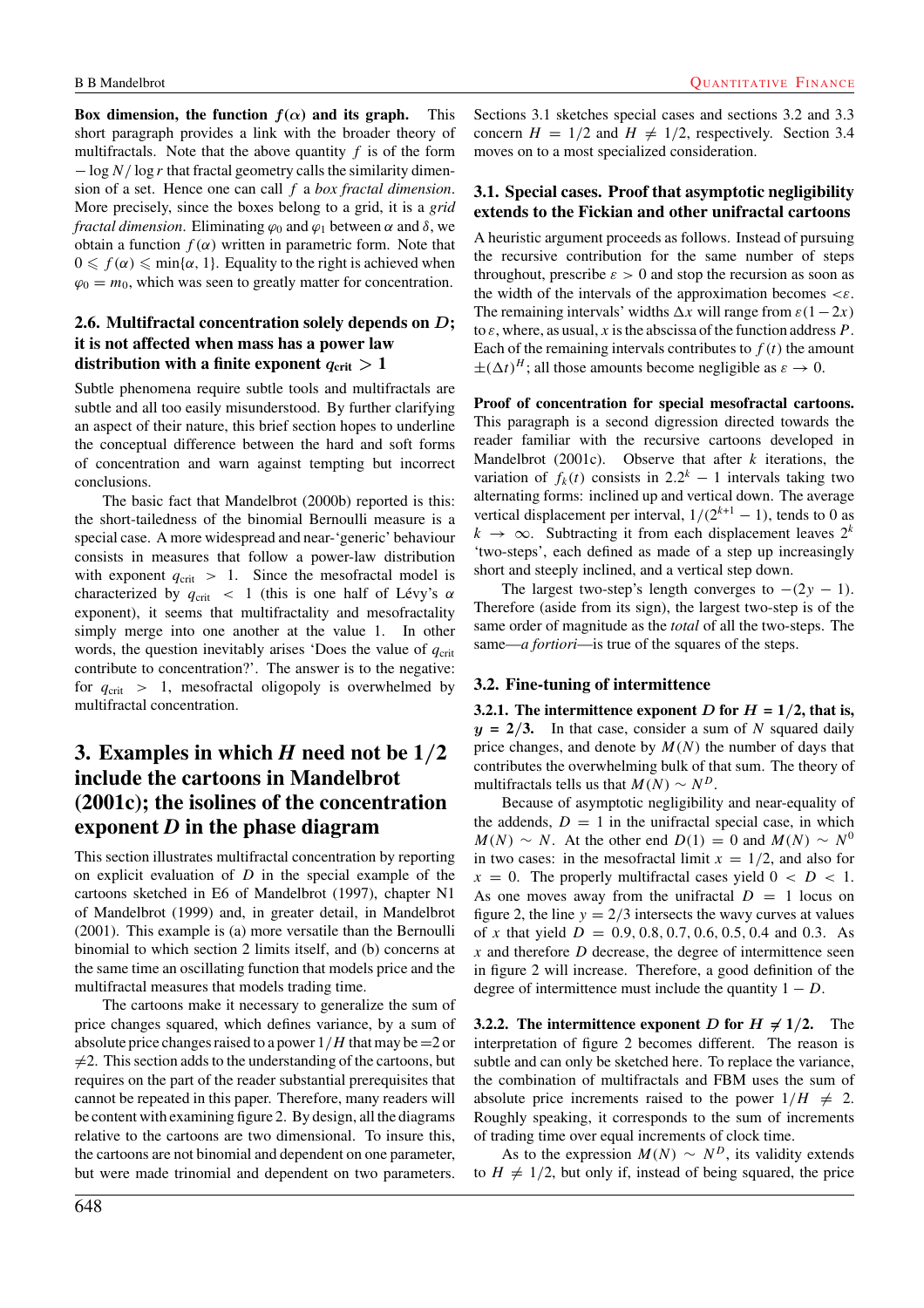**Box dimension, the function $f(\alpha)$ and its graph.** This short paragraph provides a link with the broader theory of multifractals. Note that the above quantity $f$ is of the form $-\log N/\log r$ that fractal geometry calls the similarity dimension of a set. Hence one can call $f$ a *box fractal dimension*. More precisely, since the boxes belong to a grid, it is a *grid fractal dimension*. Eliminating $\varphi_0$ and $\varphi_1$ between $\alpha$ and $\delta$, we obtain a function $f(\alpha)$ written in parametric form. Note that $0 \leqslant f(\alpha) \leqslant \min\{\alpha, 1\}$. Equality to the right is achieved when $\varphi_0 = m_0$, which was seen to greatly matter for concentration.

### 2.6. Multifractal concentration solely depends on $D$; it is not affected when mass has a power law distribution with a finite exponent $q_{\text{crit}} > 1$

Subtle phenomena require subtle tools and multifractals are subtle and all too easily misunderstood. By further clarifying an aspect of their nature, this brief section hopes to underline the conceptual difference between the hard and soft forms of concentration and warn against tempting but incorrect conclusions.

The basic fact that Mandelbrot (2000b) reported is this: the short-tailedness of the binomial Bernoulli measure is a special case. A more widespread and near-'generic' behaviour consists in measures that follow a power-law distribution with exponent $q_{\text{crit}} > 1$. Since the mesofractal model is characterized by $q_{\text{crit}} < 1$ (this is one half of Lévy's $\alpha$ exponent), it seems that multifractality and mesofractality simply merge into one another at the value 1. In other words, the question inevitably arises 'Does the value of $q_{\text{crit}}$ contribute to concentration?'. The answer is to the negative: for $q_{\text{crit}} > 1$, mesofractal oligopoly is overwhelmed by multifractal concentration.

## 3. Examples in which $H$ need not be 1/2 include the cartoons in Mandelbrot (2001c); the isolines of the concentration exponent $D$ in the phase diagram

This section illustrates multifractal concentration by reporting on explicit evaluation of $D$ in the special example of the cartoons sketched in E6 of Mandelbrot (1997), chapter N1 of Mandelbrot (1999) and, in greater detail, in Mandelbrot (2001). This example is (a) more versatile than the Bernoulli binomial to which section 2 limits itself, and (b) concerns at the same time an oscillating function that models price and the multifractal measures that models trading time.

The cartoons make it necessary to generalize the sum of price changes squared, which defines variance, by a sum of absolute price changes raised to a power $1/H$ that may be $=2$ or $\neq 2$. This section adds to the understanding of the cartoons, but requires on the part of the reader substantial prerequisites that cannot be repeated in this paper. Therefore, many readers will be content with examining figure 2. By design, all the diagrams relative to the cartoons are two dimensional. To insure this, the cartoons are not binomial and dependent on one parameter, but were made trinomial and dependent on two parameters. Sections 3.1 sketches special cases and sections 3.2 and 3.3 concern $H = 1/2$ and $H \neq 1/2$, respectively. Section 3.4 moves on to a most specialized consideration.

### 3.1. Special cases. Proof that asymptotic negligibility extends to the Fickian and other unifractal cartoons

A heuristic argument proceeds as follows. Instead of pursuing the recursive contribution for the same number of steps throughout, prescribe $\varepsilon > 0$ and stop the recursion as soon as the width of the intervals of the approximation becomes $<\varepsilon$. The remaining intervals' widths $\Delta x$ will range from $\varepsilon(1-2x)$ to $\varepsilon$, where, as usual, $x$ is the abscissa of the function address $P$. Each of the remaining intervals contributes to $f(t)$ the amount $\pm(\Delta t)^H$; all those amounts become negligible as $\varepsilon \to 0$.

**Proof of concentration for special mesofractal cartoons.** This paragraph is a second digression directed towards the reader familiar with the recursive cartoons developed in Mandelbrot (2001c). Observe that after $k$ iterations, the variation of $f_k(t)$ consists in $2.2^k - 1$ intervals taking two alternating forms: inclined up and vertical down. The average vertical displacement per interval, $1/(2^{k+1} - 1)$, tends to 0 as $k \to \infty$. Subtracting it from each displacement leaves $2^k$ 'two-steps', each defined as made of a step up increasingly short and steeply inclined, and a vertical step down.

The largest two-step's length converges to $-(2y - 1)$. Therefore (aside from its sign), the largest two-step is of the same order of magnitude as the *total* of all the two-steps. The same—*a fortiori*—is true of the squares of the steps.

### 3.2. Fine-tuning of intermittence

**3.2.1. The intermittence exponent $D$ for $H = 1/2$, that is, $y = 2/3$.** In that case, consider a sum of $N$ squared daily price changes, and denote by $M(N)$ the number of days that contributes the overwhelming bulk of that sum. The theory of multifractals tells us that $M(N) \sim N^D$.

Because of asymptotic negligibility and near-equality of the addends, $D = 1$ in the unifractal special case, in which $M(N) \sim N$. At the other end $D(1) = 0$ and $M(N) \sim N^0$ in two cases: in the mesofractal limit $x = 1/2$, and also for $x = 0$. The properly multifractal cases yield $0 < D < 1$. As one moves away from the unifractal $D = 1$ locus on figure 2, the line $y = 2/3$ intersects the wavy curves at values of $x$ that yield $D = 0.9, 0.8, 0.7, 0.6, 0.5, 0.4$ and 0.3. As $x$ and therefore $D$ decrease, the degree of intermittence seen in figure 2 will increase. Therefore, a good definition of the degree of intermittence must include the quantity $1 - D$.

**3.2.2. The intermittence exponent $D$ for $H \neq 1/2$.** The interpretation of figure 2 becomes different. The reason is subtle and can only be sketched here. To replace the variance, the combination of multifractals and FBM uses the sum of absolute price increments raised to the power $1/H \neq 2$. Roughly speaking, it corresponds to the sum of increments of trading time over equal increments of clock time.

As to the expression $M(N) \sim N^D$, its validity extends to $H \neq 1/2$, but only if, instead of being squared, the price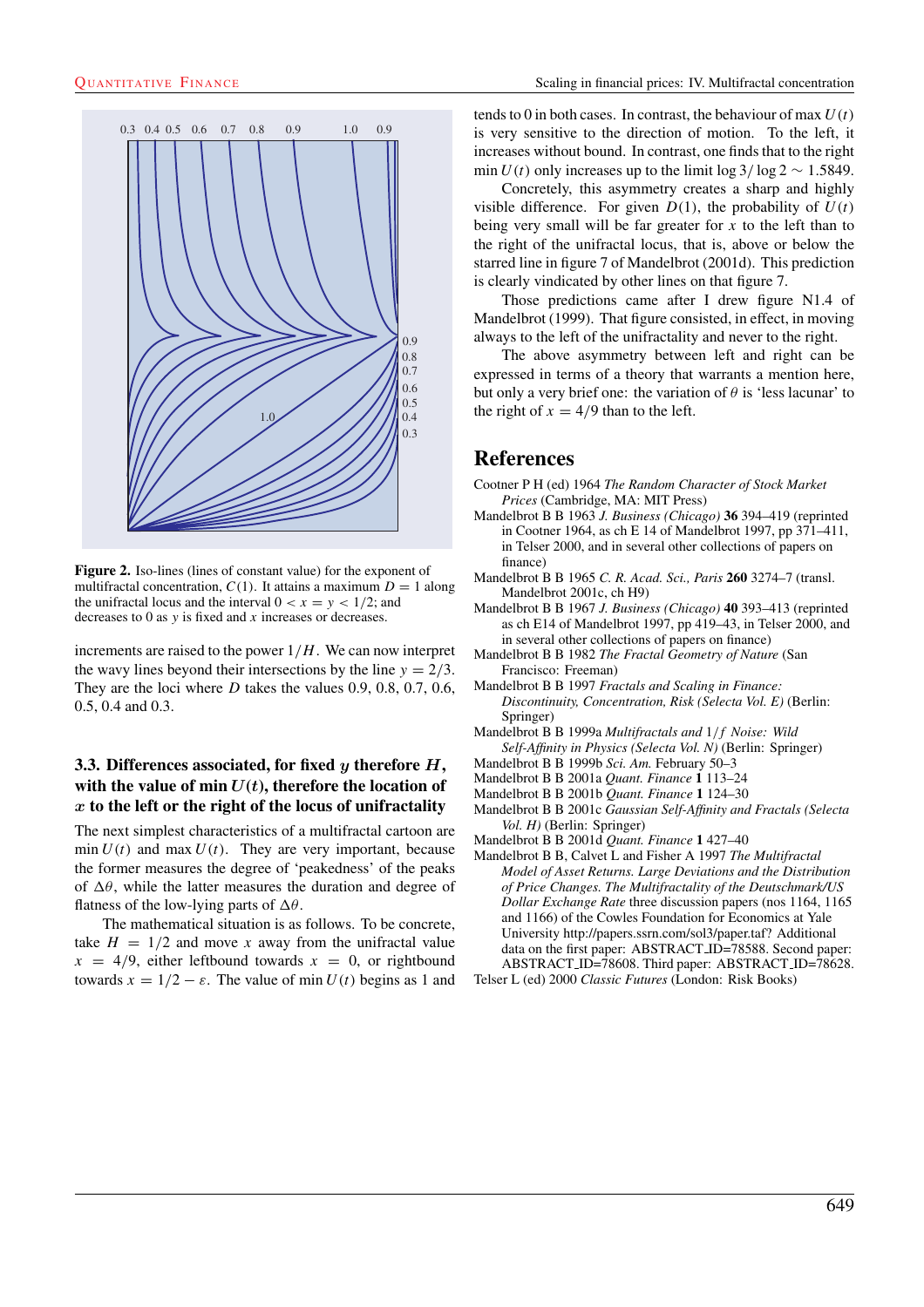0.3 0.4 0.5 0.6 0.7 0.8 0.9 1.0 0.9

0.9
0.8
0.7
0.6
0.5
0.4
0.3

1.0

**Figure 2.** Iso-lines (lines of constant value) for the exponent of multifractal concentration, $C(1)$. It attains a maximum $D = 1$ along the unifractal locus and the interval $0 < x = y < 1/2$; and decreases to 0 as $y$ is fixed and $x$ increases or decreases.

increments are raised to the power $1/H$. We can now interpret the wavy lines beyond their intersections by the line $y = 2/3$. They are the loci where $D$ takes the values 0.9, 0.8, 0.7, 0.6, 0.5, 0.4 and 0.3.

### 3.3. Differences associated, for fixed $y$ therefore $H$, with the value of min $U(t)$, therefore the location of $x$ to the left or the right of the locus of unifractality

The next simplest characteristics of a multifractal cartoon are min $U(t)$ and max $U(t)$. They are very important, because the former measures the degree of 'peakedness' of the peaks of $\Delta\theta$, while the latter measures the duration and degree of flatness of the low-lying parts of $\Delta\theta$.

The mathematical situation is as follows. To be concrete, take $H = 1/2$ and move $x$ away from the unifractal value $x = 4/9$, either leftbound towards $x = 0$, or rightbound towards $x = 1/2 - \varepsilon$. The value of min $U(t)$ begins as 1 and tends to 0 in both cases. In contrast, the behaviour of max $U(t)$ is very sensitive to the direction of motion. To the left, it increases without bound. In contrast, one finds that to the right min $U(t)$ only increases up to the limit $\log 3/\log 2 \sim 1.5849$.

Concretely, this asymmetry creates a sharp and highly visible difference. For given $D(1)$, the probability of $U(t)$ being very small will be far greater for $x$ to the left than to the right of the unifractal locus, that is, above or below the starred line in figure 7 of Mandelbrot (2001d). This prediction is clearly vindicated by other lines on that figure 7.

Those predictions came after I drew figure N1.4 of Mandelbrot (1999). That figure consisted, in effect, in moving always to the left of the unifractality and never to the right.

The above asymmetry between left and right can be expressed in terms of a theory that warrants a mention here, but only a very brief one: the variation of $\theta$ is 'less lacunar' to the right of $x = 4/9$ than to the left.

## References

Cootner P H (ed) 1964 *The Random Character of Stock Market Prices* (Cambridge, MA: MIT Press)

Mandelbrot B B 1963 *J. Business (Chicago)* **36** 394–419 (reprinted in Cootner 1964, as ch E 14 of Mandelbrot 1997, pp 371–411, in Telser 2000, and in several other collections of papers on finance)

Mandelbrot B B 1965 *C. R. Acad. Sci., Paris* **260** 3274–7 (transl. Mandelbrot 2001c, ch H9)

Mandelbrot B B 1967 *J. Business (Chicago)* **40** 393–413 (reprinted as ch E14 of Mandelbrot 1997, pp 419–43, in Telser 2000, and in several other collections of papers on finance)

Mandelbrot B B 1982 *The Fractal Geometry of Nature* (San Francisco: Freeman)

Mandelbrot B B 1997 *Fractals and Scaling in Finance: Discontinuity, Concentration, Risk (Selecta Vol. E)* (Berlin: Springer)

Mandelbrot B B 1999a *Multifractals and 1/f Noise: Wild Self-Affinity in Physics (Selecta Vol. N)* (Berlin: Springer)

Mandelbrot B B 1999b *Sci. Am.* February 50–3

Mandelbrot B B 2001a *Quant. Finance* **1** 113–24

Mandelbrot B B 2001b *Quant. Finance* **1** 124–30

Mandelbrot B B 2001c *Gaussian Self-Affinity and Fractals (Selecta Vol. H)* (Berlin: Springer)

Mandelbrot B B 2001d *Quant. Finance* **1** 427–40

Mandelbrot B B, Calvet L and Fisher A 1997 *The Multifractal Model of Asset Returns. Large Deviations and the Distribution of Price Changes. The Multifractality of the Deutschmark/US Dollar Exchange Rate* three discussion papers (nos 1164, 1165 and 1166) of the Cowles Foundation for Economics at Yale University http://papers.ssrn.com/sol3/paper.taf? Additional data on the first paper: ABSTRACT_ID=78588. Second paper: ABSTRACT_ID=78608. Third paper: ABSTRACT_ID=78628.

Telser L (ed) 2000 *Classic Futures* (London: Risk Books)